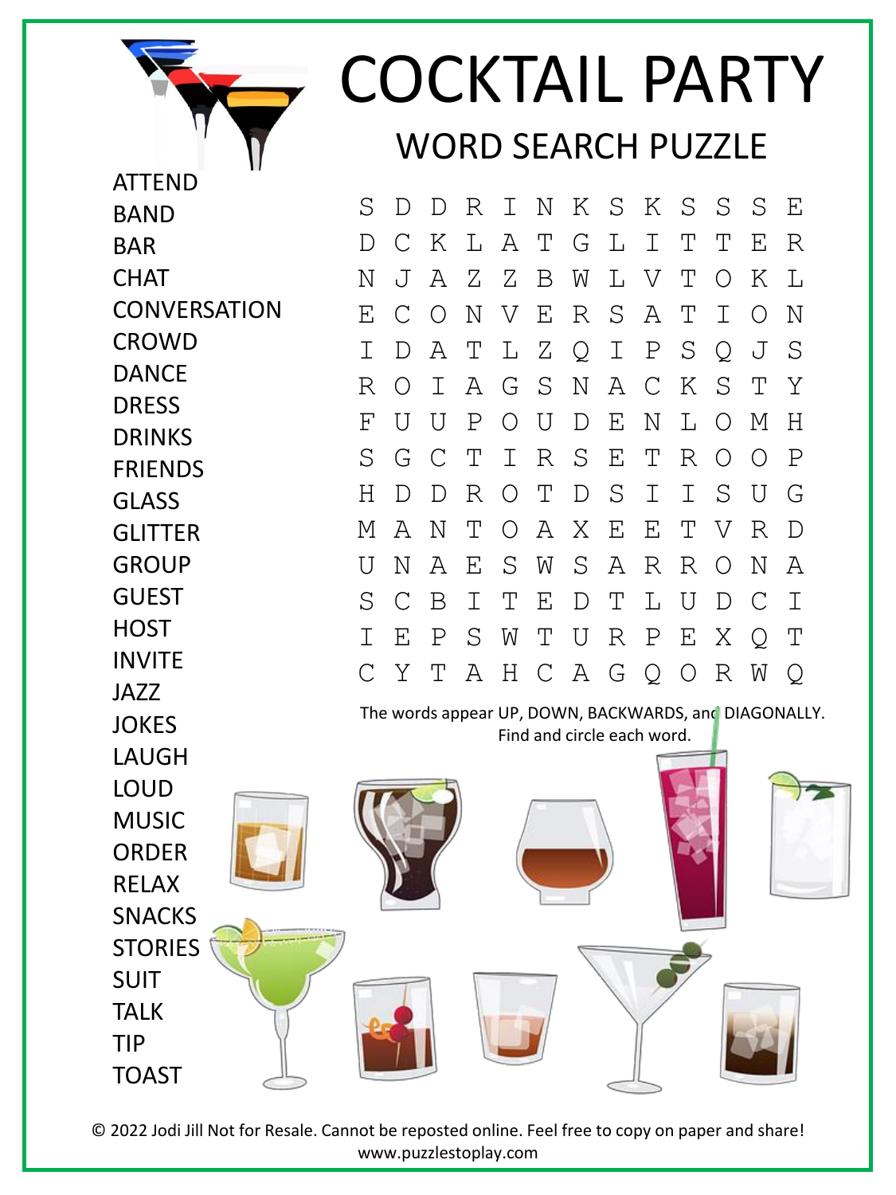# COCKTAIL PARTY

## WORD SEARCH PUZZLE

- ATTEND
- BAND
- BAR
- CHAT
- CONVERSATION
- CROWD
- DANCE
- DRESS
- DRINKS
- FRIENDS
- GLASS
- GLITTER
- GROUP
- GUEST
- HOST
- INVITE
- JAZZ
- JOKES
- LAUGH
- LOUD
- MUSIC
- ORDER
- RELAX
- SNACKS
- STORIES
- SUIT
- TALK
- TIP
- TOAST

```
S D D R I N K S K S S S E
D C K L A T G L I T T E R
N J A Z Z B W L V T O K L
E C O N V E R S A T I O N
I D A T L Z Q I P S Q J S
R O I A G S N A C K S T Y
F U U P O U D E N L O M H
S G C T I R S E T R O O P
H D D R O T D S I I S U G
M A N T O A X E E T V R D
U N A E S W S A R R O N A
S C B I T E D T L U D C I
I E P S W T U R P E X Q T
C Y T A H C A G Q O R W Q
```

The words appear UP, DOWN, BACKWARDS, and DIAGONALLY. Find and circle each word.

© 2022 Jodi Jill Not for Resale. Cannot be reposted online. Feel free to copy on paper and share!
www.puzzlestoplay.com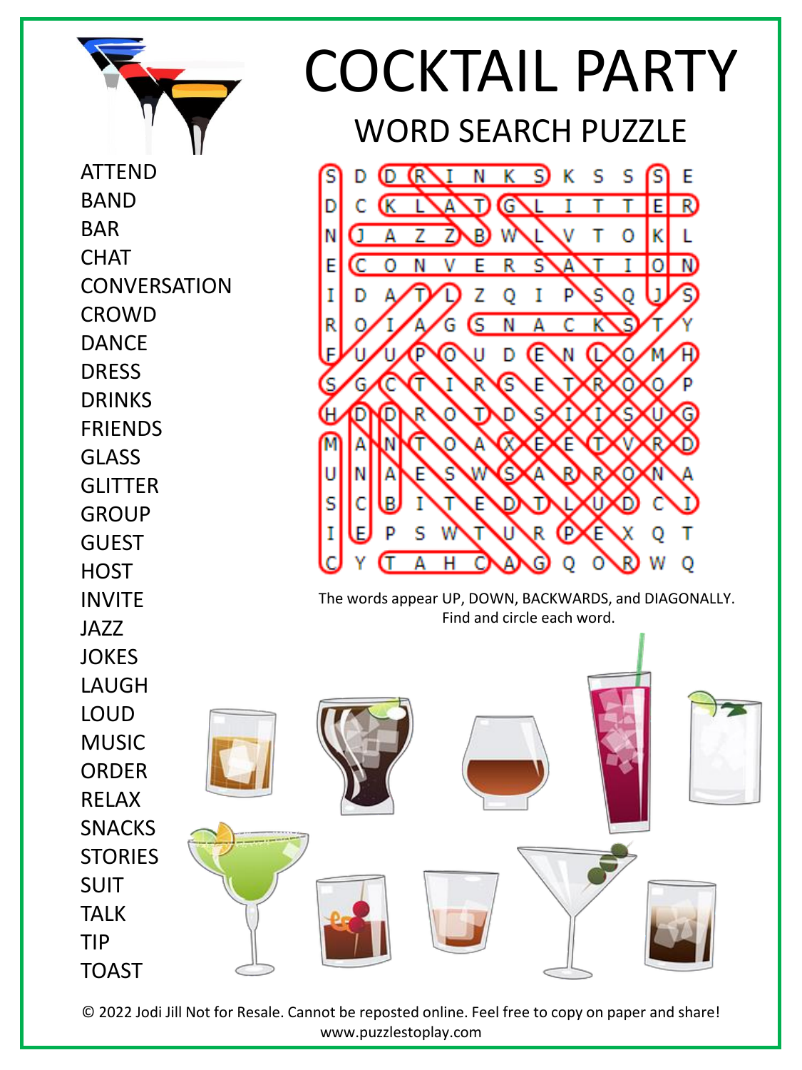# COCKTAIL PARTY

## WORD SEARCH PUZZLE

- ATTEND
- BAND
- BAR
- CHAT
- CONVERSATION
- CROWD
- DANCE
- DRESS
- DRINKS
- FRIENDS
- GLASS
- GLITTER
- GROUP
- GUEST
- HOST
- INVITE
- JAZZ
- JOKES
- LAUGH
- LOUD
- MUSIC
- ORDER
- RELAX
- SNACKS
- STORIES
- SUIT
- TALK
- TIP
- TOAST

| | | | | | | | | | | | |
|---|---|---|---|---|---|---|---|---|---|---|---|
| S | D | D | R | I | N | K | S | K | S | S | S | E |
| D | C | K | L | A | T | G | L | I | T | T | E | R |
| N | J | A | Z | Z | B | W | L | V | T | O | K | L |
| E | C | O | N | V | E | R | S | A | T | I | O | N |
| I | D | A | T | L | Z | Q | I | P | S | Q | J | S |
| R | O | I | A | G | S | N | A | C | K | S | T | Y |
| F | U | U | P | O | U | D | E | N | L | O | M | H |
| S | G | C | T | I | R | S | E | T | R | O | O | P |
| H | D | D | R | O | T | D | S | I | I | S | U | G |
| M | A | N | T | O | A | X | E | E | T | V | R | D |
| U | N | A | E | S | W | S | A | R | R | O | N | A |
| S | C | B | I | T | E | D | T | L | U | D | C | I |
| I | E | P | S | W | T | U | R | P | E | X | Q | T |
| C | Y | T | A | H | C | A | G | Q | O | R | W | Q |

The words appear UP, DOWN, BACKWARDS, and DIAGONALLY.
Find and circle each word.

© 2022 Jodi Jill Not for Resale. Cannot be reposted online. Feel free to copy on paper and share!
www.puzzlestoplay.com